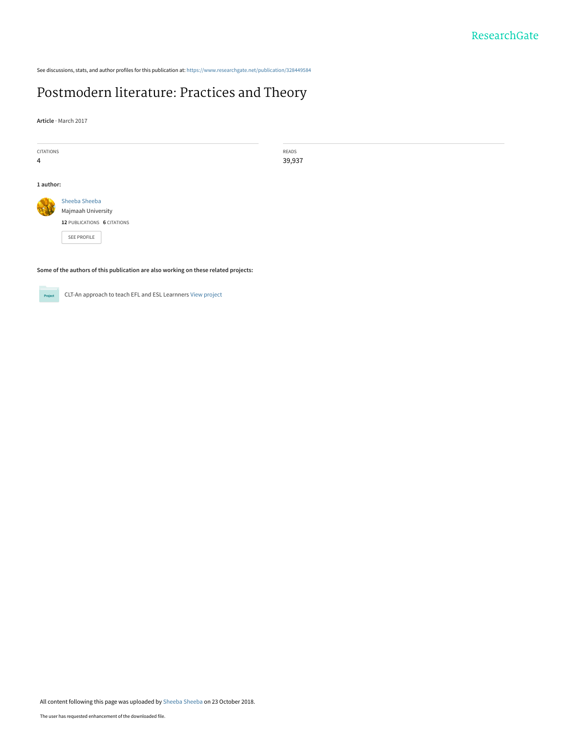See discussions, stats, and author profiles for this publication at: https://www.researchgate.net/publication/328449584

# Postmodern literature: Practices and Theory

**Article** · March 2017

| CITATIONS | READS |
| --- | --- |
| 4 | 39,937 |

**1 author:**

Sheeba Sheeba
Majmaah University
**12** PUBLICATIONS **6** CITATIONS

SEE PROFILE

**Some of the authors of this publication are also working on these related projects:**

CLT-An approach to teach EFL and ESL Learnners View project

All content following this page was uploaded by Sheeba Sheeba on 23 October 2018.

The user has requested enhancement of the downloaded file.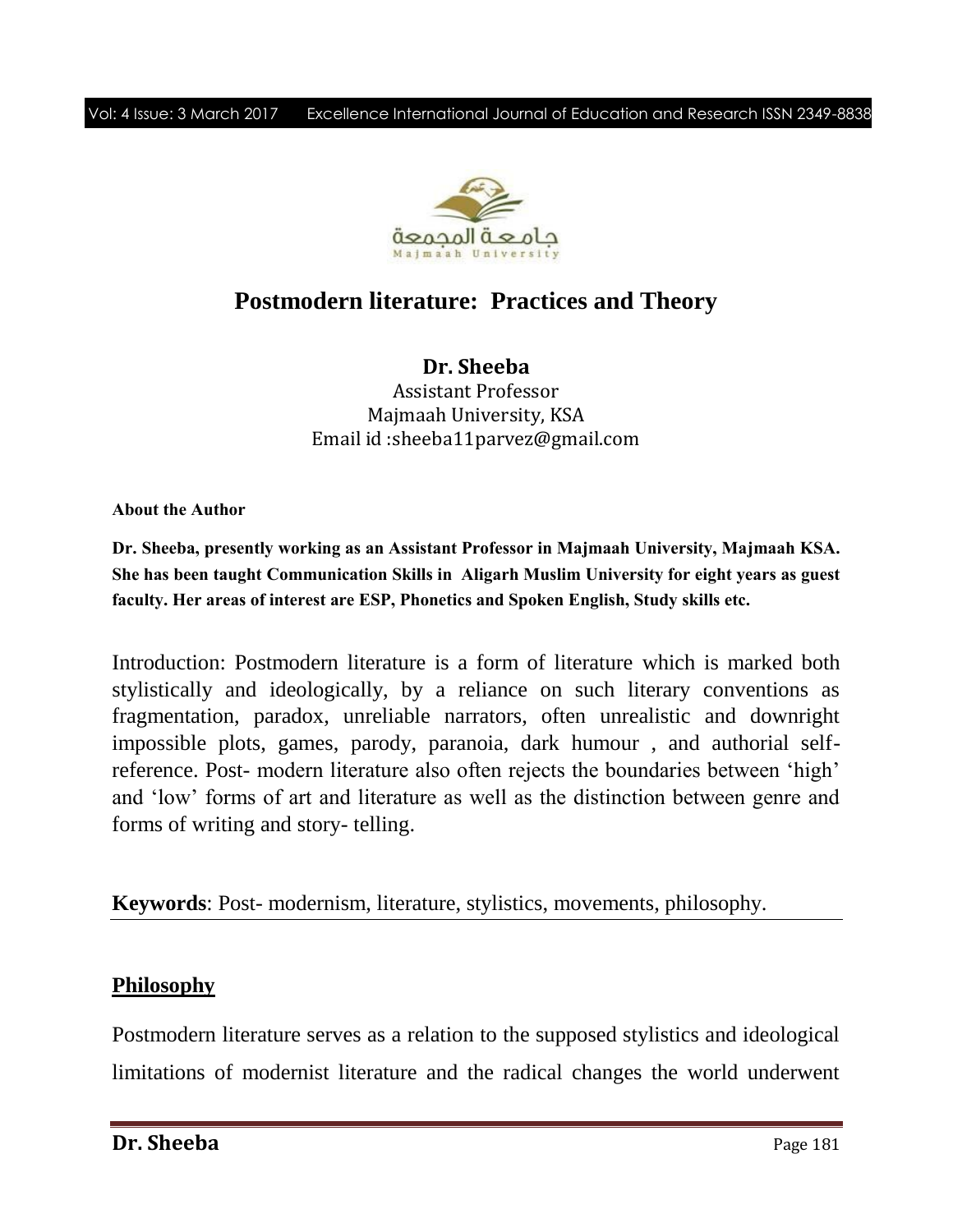# Postmodern literature: Practices and Theory

**Dr. Sheeba**
Assistant Professor
Majmaah University, KSA
Email id :sheeba11parvez@gmail.com

**About the Author**

**Dr. Sheeba, presently working as an Assistant Professor in Majmaah University, Majmaah KSA. She has been taught Communication Skills in Aligarh Muslim University for eight years as guest faculty. Her areas of interest are ESP, Phonetics and Spoken English, Study skills etc.**

Introduction: Postmodern literature is a form of literature which is marked both stylistically and ideologically, by a reliance on such literary conventions as fragmentation, paradox, unreliable narrators, often unrealistic and downright impossible plots, games, parody, paranoia, dark humour , and authorial self-reference. Post- modern literature also often rejects the boundaries between 'high' and 'low' forms of art and literature as well as the distinction between genre and forms of writing and story- telling.

**Keywords**: Post- modernism, literature, stylistics, movements, philosophy.

## Philosophy

Postmodern literature serves as a relation to the supposed stylistics and ideological limitations of modernist literature and the radical changes the world underwent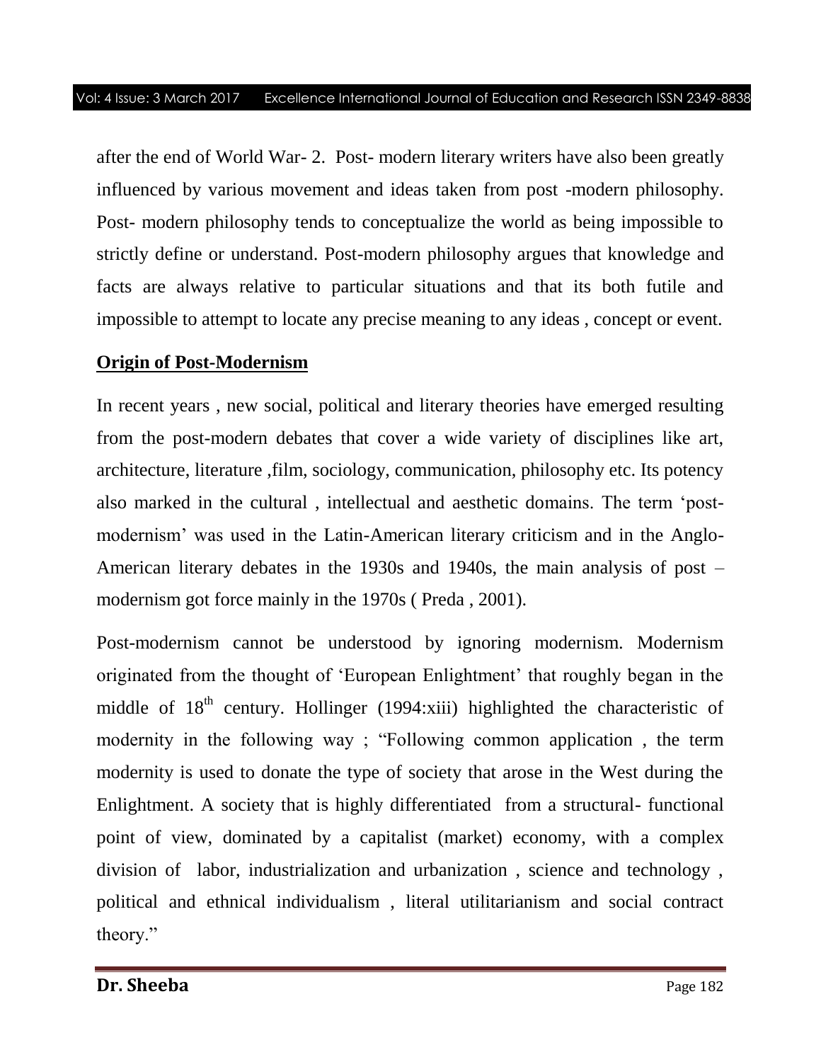after the end of World War- 2. Post- modern literary writers have also been greatly influenced by various movement and ideas taken from post -modern philosophy. Post- modern philosophy tends to conceptualize the world as being impossible to strictly define or understand. Post-modern philosophy argues that knowledge and facts are always relative to particular situations and that its both futile and impossible to attempt to locate any precise meaning to any ideas , concept or event.

## Origin of Post-Modernism

In recent years , new social, political and literary theories have emerged resulting from the post-modern debates that cover a wide variety of disciplines like art, architecture, literature ,film, sociology, communication, philosophy etc. Its potency also marked in the cultural , intellectual and aesthetic domains. The term 'post-modernism' was used in the Latin-American literary criticism and in the Anglo-American literary debates in the 1930s and 1940s, the main analysis of post – modernism got force mainly in the 1970s ( Preda , 2001).

Post-modernism cannot be understood by ignoring modernism. Modernism originated from the thought of 'European Enlightment' that roughly began in the middle of 18th century. Hollinger (1994:xiii) highlighted the characteristic of modernity in the following way ; "Following common application , the term modernity is used to donate the type of society that arose in the West during the Enlightment. A society that is highly differentiated from a structural- functional point of view, dominated by a capitalist (market) economy, with a complex division of labor, industrialization and urbanization , science and technology , political and ethnical individualism , literal utilitarianism and social contract theory."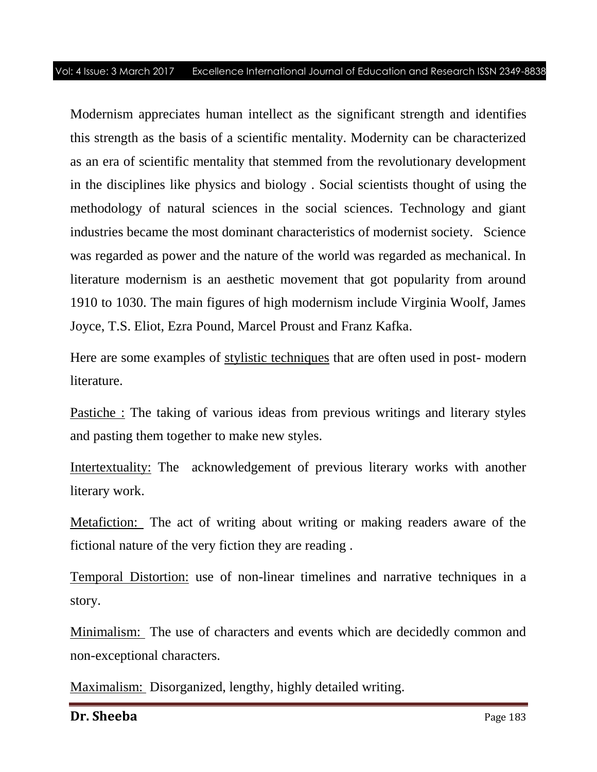Modernism appreciates human intellect as the significant strength and identifies this strength as the basis of a scientific mentality. Modernity can be characterized as an era of scientific mentality that stemmed from the revolutionary development in the disciplines like physics and biology . Social scientists thought of using the methodology of natural sciences in the social sciences. Technology and giant industries became the most dominant characteristics of modernist society. Science was regarded as power and the nature of the world was regarded as mechanical. In literature modernism is an aesthetic movement that got popularity from around 1910 to 1030. The main figures of high modernism include Virginia Woolf, James Joyce, T.S. Eliot, Ezra Pound, Marcel Proust and Franz Kafka.

Here are some examples of <u>stylistic techniques</u> that are often used in post- modern literature.

<u>Pastiche :</u> The taking of various ideas from previous writings and literary styles and pasting them together to make new styles.

<u>Intertextuality:</u> The acknowledgement of previous literary works with another literary work.

<u>Metafiction:</u> The act of writing about writing or making readers aware of the fictional nature of the very fiction they are reading .

<u>Temporal Distortion:</u> use of non-linear timelines and narrative techniques in a story.

<u>Minimalism:</u> The use of characters and events which are decidedly common and non-exceptional characters.

<u>Maximalism:</u> Disorganized, lengthy, highly detailed writing.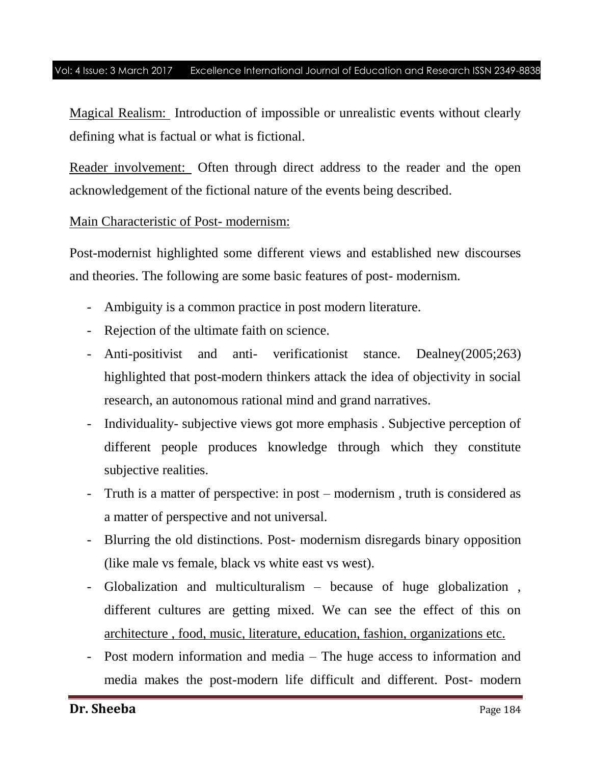Magical Realism: Introduction of impossible or unrealistic events without clearly defining what is factual or what is fictional.

Reader involvement: Often through direct address to the reader and the open acknowledgement of the fictional nature of the events being described.

Main Characteristic of Post- modernism:

Post-modernist highlighted some different views and established new discourses and theories. The following are some basic features of post- modernism.

- Ambiguity is a common practice in post modern literature.
- Rejection of the ultimate faith on science.
- Anti-positivist and anti- verificationist stance. Dealney(2005;263) highlighted that post-modern thinkers attack the idea of objectivity in social research, an autonomous rational mind and grand narratives.
- Individuality- subjective views got more emphasis . Subjective perception of different people produces knowledge through which they constitute subjective realities.
- Truth is a matter of perspective: in post – modernism , truth is considered as a matter of perspective and not universal.
- Blurring the old distinctions. Post- modernism disregards binary opposition (like male vs female, black vs white east vs west).
- Globalization and multiculturalism – because of huge globalization , different cultures are getting mixed. We can see the effect of this on architecture , food, music, literature, education, fashion, organizations etc.
- Post modern information and media – The huge access to information and media makes the post-modern life difficult and different. Post- modern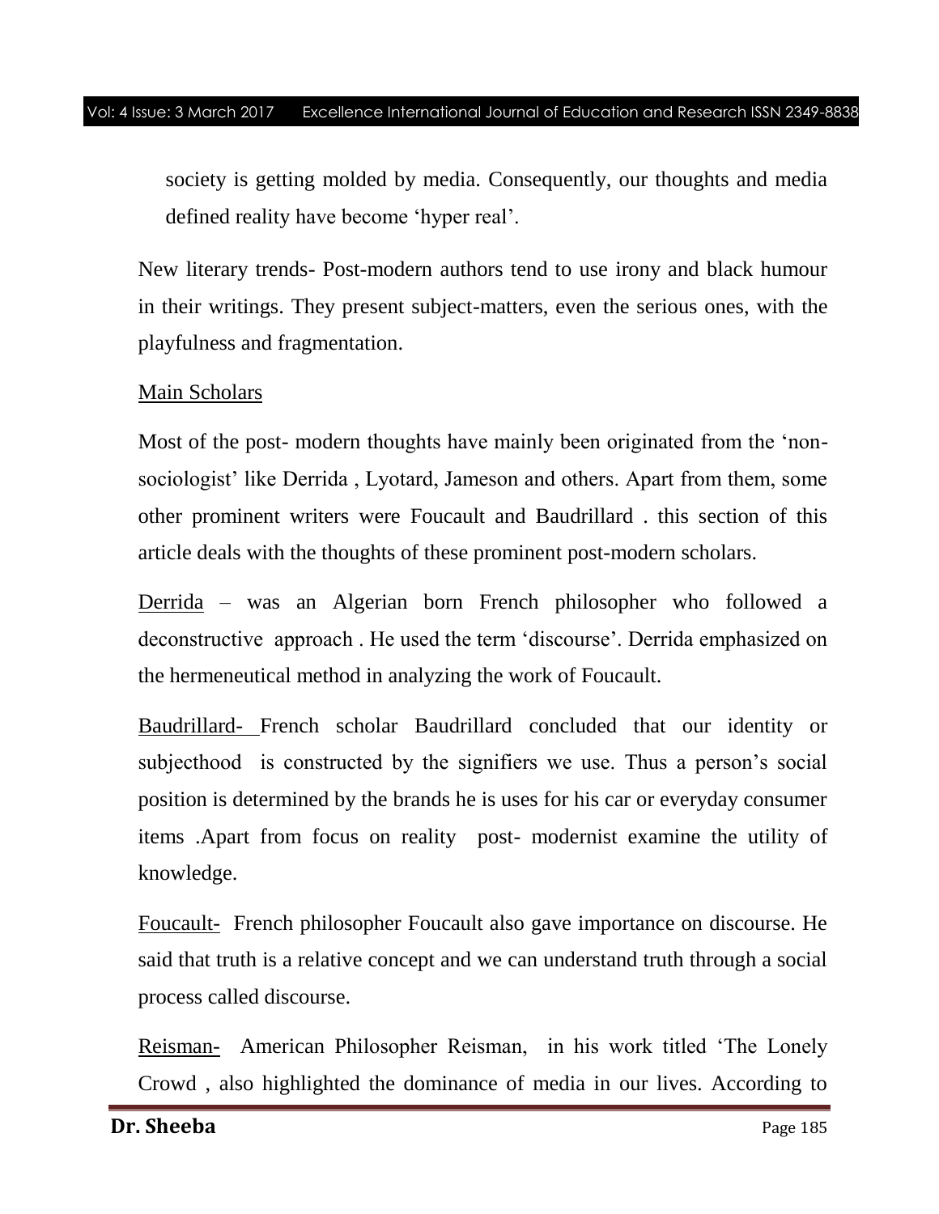society is getting molded by media. Consequently, our thoughts and media defined reality have become 'hyper real'.

New literary trends- Post-modern authors tend to use irony and black humour in their writings. They present subject-matters, even the serious ones, with the playfulness and fragmentation.

Main Scholars

Most of the post- modern thoughts have mainly been originated from the 'non-sociologist' like Derrida , Lyotard, Jameson and others. Apart from them, some other prominent writers were Foucault and Baudrillard . this section of this article deals with the thoughts of these prominent post-modern scholars.

Derrida – was an Algerian born French philosopher who followed a deconstructive approach . He used the term 'discourse'. Derrida emphasized on the hermeneutical method in analyzing the work of Foucault.

Baudrillard- French scholar Baudrillard concluded that our identity or subjecthood is constructed by the signifiers we use. Thus a person's social position is determined by the brands he is uses for his car or everyday consumer items .Apart from focus on reality post- modernist examine the utility of knowledge.

Foucault- French philosopher Foucault also gave importance on discourse. He said that truth is a relative concept and we can understand truth through a social process called discourse.

Reisman- American Philosopher Reisman, in his work titled 'The Lonely Crowd , also highlighted the dominance of media in our lives. According to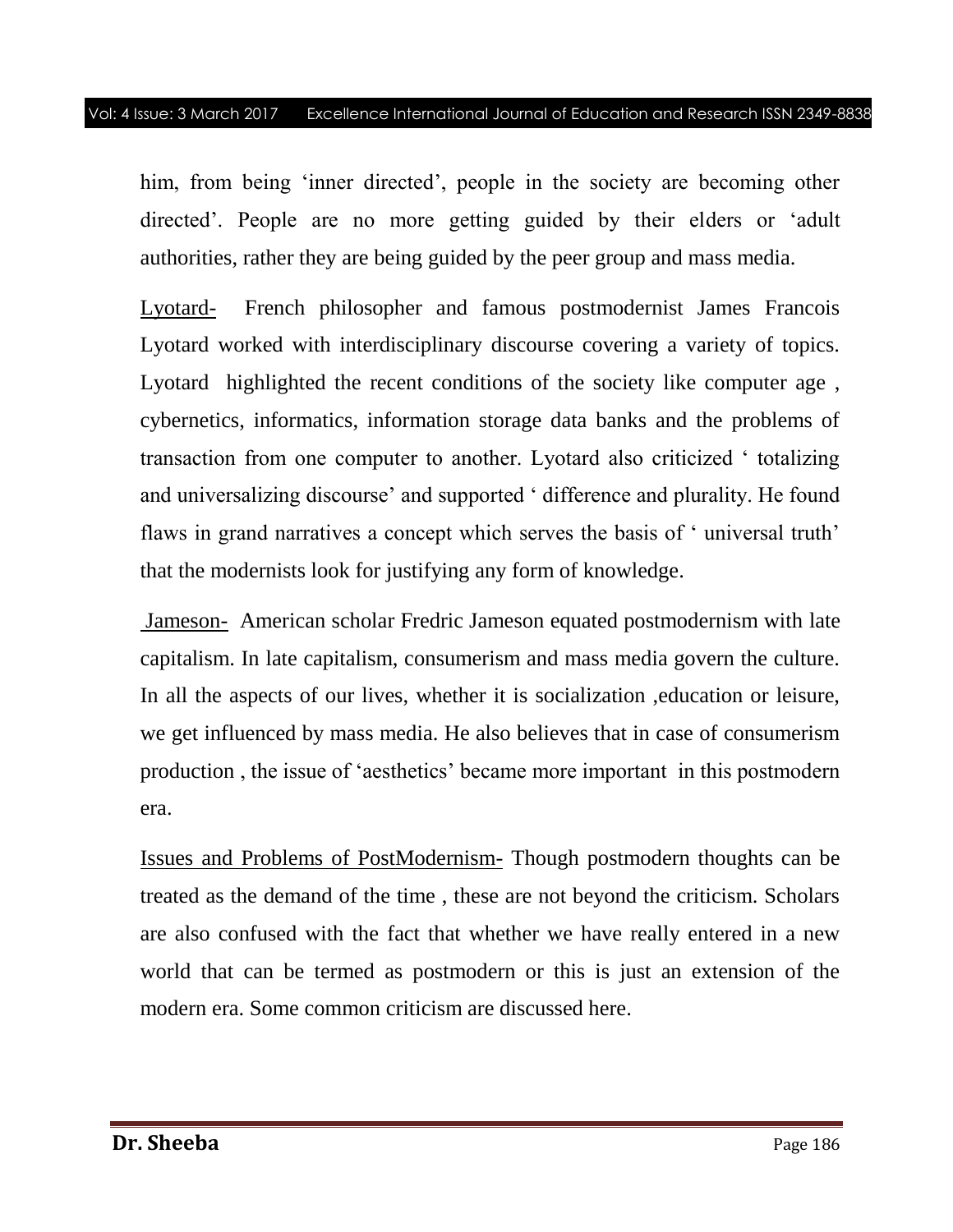him, from being ‘inner directed’, people in the society are becoming other directed’. People are no more getting guided by their elders or ‘adult authorities, rather they are being guided by the peer group and mass media.

Lyotard- French philosopher and famous postmodernist James Francois Lyotard worked with interdisciplinary discourse covering a variety of topics. Lyotard highlighted the recent conditions of the society like computer age , cybernetics, informatics, information storage data banks and the problems of transaction from one computer to another. Lyotard also criticized ‘ totalizing and universalizing discourse’ and supported ‘ difference and plurality. He found flaws in grand narratives a concept which serves the basis of ‘ universal truth’ that the modernists look for justifying any form of knowledge.

Jameson- American scholar Fredric Jameson equated postmodernism with late capitalism. In late capitalism, consumerism and mass media govern the culture. In all the aspects of our lives, whether it is socialization ,education or leisure, we get influenced by mass media. He also believes that in case of consumerism production , the issue of ‘aesthetics’ became more important in this postmodern era.

Issues and Problems of PostModernism- Though postmodern thoughts can be treated as the demand of the time , these are not beyond the criticism. Scholars are also confused with the fact that whether we have really entered in a new world that can be termed as postmodern or this is just an extension of the modern era. Some common criticism are discussed here.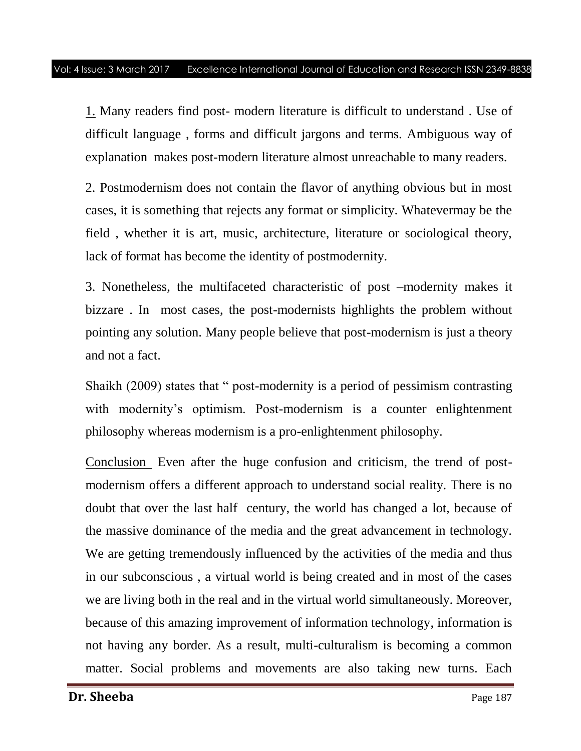1. Many readers find post- modern literature is difficult to understand . Use of difficult language , forms and difficult jargons and terms. Ambiguous way of explanation makes post-modern literature almost unreachable to many readers.

2. Postmodernism does not contain the flavor of anything obvious but in most cases, it is something that rejects any format or simplicity. Whatevermay be the field , whether it is art, music, architecture, literature or sociological theory, lack of format has become the identity of postmodernity.

3. Nonetheless, the multifaceted characteristic of post –modernity makes it bizzare . In most cases, the post-modernists highlights the problem without pointing any solution. Many people believe that post-modernism is just a theory and not a fact.

Shaikh (2009) states that " post-modernity is a period of pessimism contrasting with modernity's optimism. Post-modernism is a counter enlightenment philosophy whereas modernism is a pro-enlightenment philosophy.

Conclusion Even after the huge confusion and criticism, the trend of post-modernism offers a different approach to understand social reality. There is no doubt that over the last half century, the world has changed a lot, because of the massive dominance of the media and the great advancement in technology. We are getting tremendously influenced by the activities of the media and thus in our subconscious , a virtual world is being created and in most of the cases we are living both in the real and in the virtual world simultaneously. Moreover, because of this amazing improvement of information technology, information is not having any border. As a result, multi-culturalism is becoming a common matter. Social problems and movements are also taking new turns. Each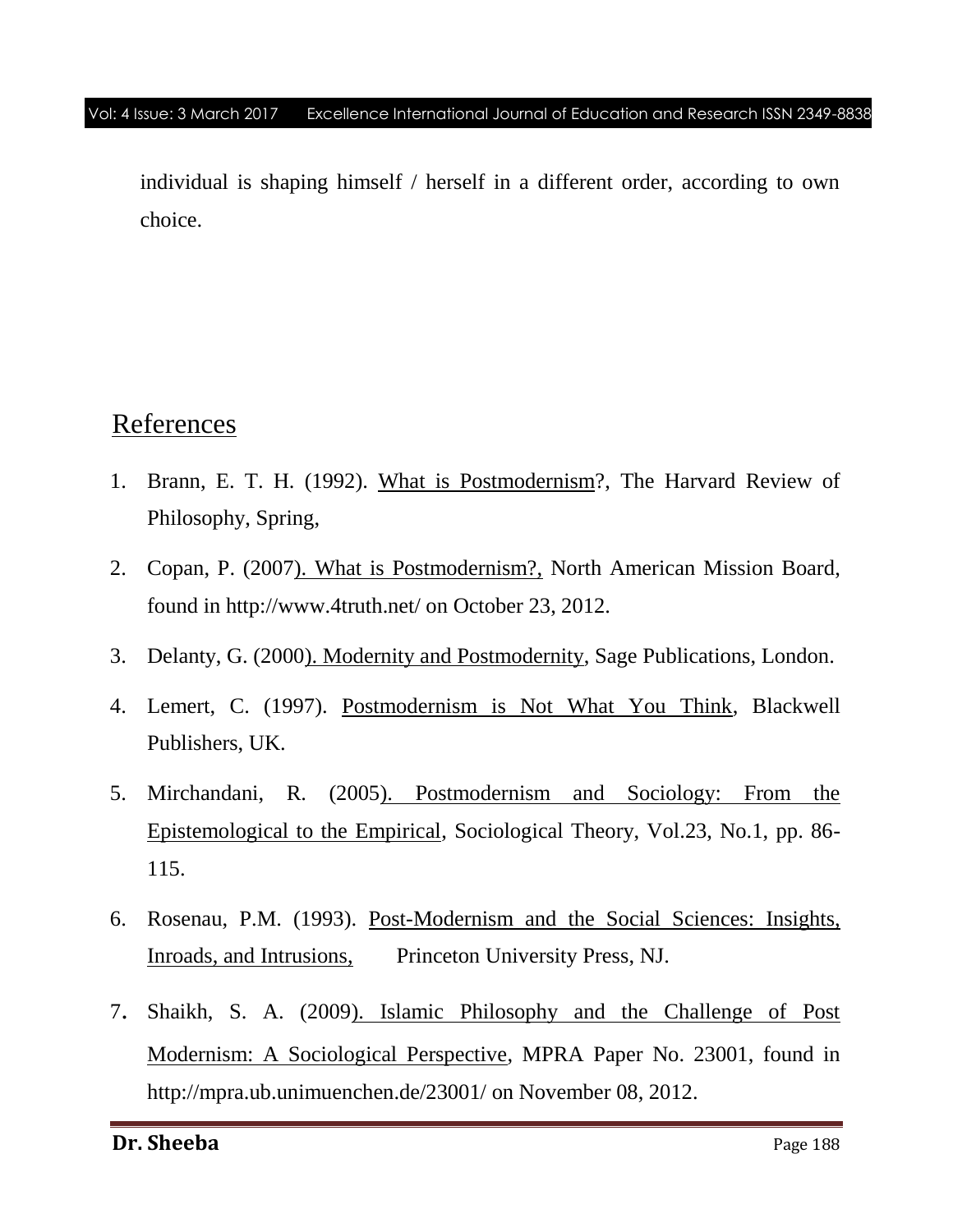individual is shaping himself / herself in a different order, according to own choice.

## References

1. Brann, E. T. H. (1992). What is Postmodernism?, The Harvard Review of Philosophy, Spring,
2. Copan, P. (2007). What is Postmodernism?, North American Mission Board, found in http://www.4truth.net/ on October 23, 2012.
3. Delanty, G. (2000). Modernity and Postmodernity, Sage Publications, London.
4. Lemert, C. (1997). Postmodernism is Not What You Think, Blackwell Publishers, UK.
5. Mirchandani, R. (2005). Postmodernism and Sociology: From the Epistemological to the Empirical, Sociological Theory, Vol.23, No.1, pp. 86-115.
6. Rosenau, P.M. (1993). Post-Modernism and the Social Sciences: Insights, Inroads, and Intrusions, Princeton University Press, NJ.
7. Shaikh, S. A. (2009). Islamic Philosophy and the Challenge of Post Modernism: A Sociological Perspective, MPRA Paper No. 23001, found in http://mpra.ub.unimuenchen.de/23001/ on November 08, 2012.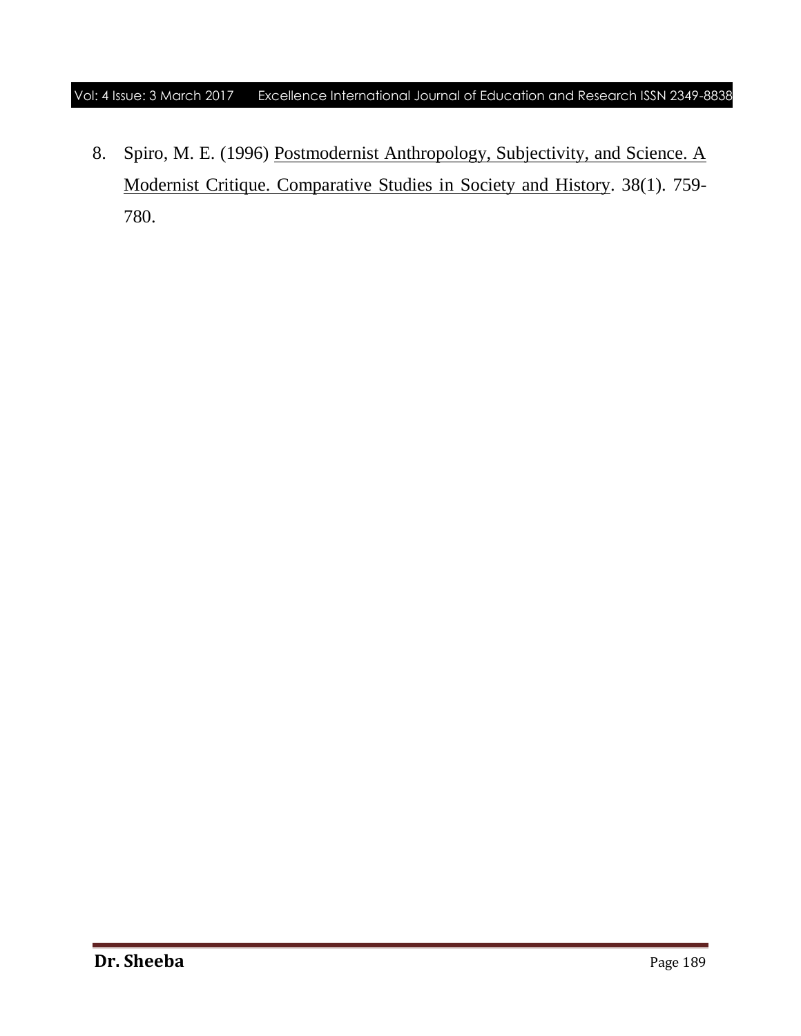8. Spiro, M. E. (1996) Postmodernist Anthropology, Subjectivity, and Science. A Modernist Critique. Comparative Studies in Society and History. 38(1). 759-780.